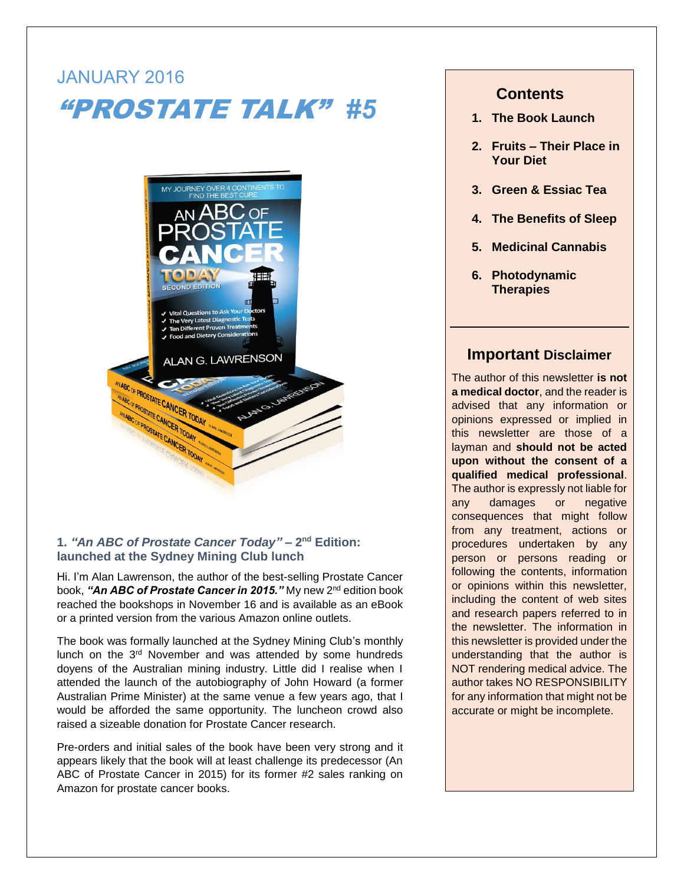JANUARY 2016

# *"PROSTATE TALK"* #5

## 1. *"An ABC of Prostate Cancer Today"* – 2nd Edition: launched at the Sydney Mining Club lunch

Hi. I'm Alan Lawrenson, the author of the best-selling Prostate Cancer book, ***"An ABC of Prostate Cancer in 2015."*** My new 2nd edition book reached the bookshops in November 16 and is available as an eBook or a printed version from the various Amazon online outlets.

The book was formally launched at the Sydney Mining Club's monthly lunch on the 3rd November and was attended by some hundreds doyens of the Australian mining industry. Little did I realise when I attended the launch of the autobiography of John Howard (a former Australian Prime Minister) at the same venue a few years ago, that I would be afforded the same opportunity. The luncheon crowd also raised a sizeable donation for Prostate Cancer research.

Pre-orders and initial sales of the book have been very strong and it appears likely that the book will at least challenge its predecessor (An ABC of Prostate Cancer in 2015) for its former #2 sales ranking on Amazon for prostate cancer books.

## Contents

1. **The Book Launch**
2. **Fruits – Their Place in Your Diet**
3. **Green & Essiac Tea**
4. **The Benefits of Sleep**
5. **Medicinal Cannabis**
6. **Photodynamic Therapies**

## Important Disclaimer

The author of this newsletter **is not a medical doctor**, and the reader is advised that any information or opinions expressed or implied in this newsletter are those of a layman and **should not be acted upon without the consent of a qualified medical professional**. The author is expressly not liable for any damages or negative consequences that might follow from any treatment, actions or procedures undertaken by any person or persons reading or following the contents, information or opinions within this newsletter, including the content of web sites and research papers referred to in the newsletter. The information in this newsletter is provided under the understanding that the author is NOT rendering medical advice. The author takes NO RESPONSIBILITY for any information that might not be accurate or might be incomplete.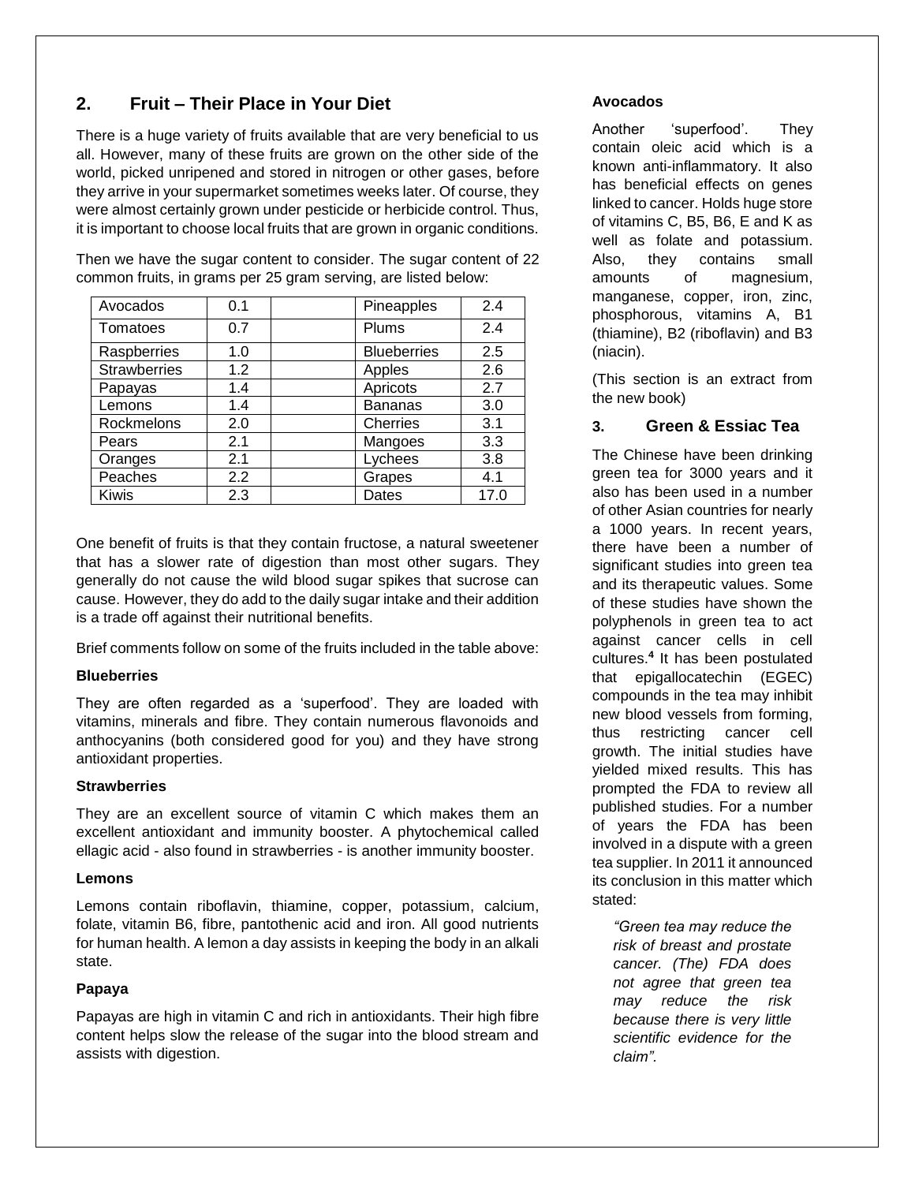## 2. Fruit – Their Place in Your Diet

There is a huge variety of fruits available that are very beneficial to us all. However, many of these fruits are grown on the other side of the world, picked unripened and stored in nitrogen or other gases, before they arrive in your supermarket sometimes weeks later. Of course, they were almost certainly grown under pesticide or herbicide control. Thus, it is important to choose local fruits that are grown in organic conditions.

Then we have the sugar content to consider. The sugar content of 22 common fruits, in grams per 25 gram serving, are listed below:

| Fruit | Sugar | | Fruit | Sugar |
|---|---|---|---|---|
| Avocados | 0.1 | | Pineapples | 2.4 |
| Tomatoes | 0.7 | | Plums | 2.4 |
| Raspberries | 1.0 | | Blueberries | 2.5 |
| Strawberries | 1.2 | | Apples | 2.6 |
| Papayas | 1.4 | | Apricots | 2.7 |
| Lemons | 1.4 | | Bananas | 3.0 |
| Rockmelons | 2.0 | | Cherries | 3.1 |
| Pears | 2.1 | | Mangoes | 3.3 |
| Oranges | 2.1 | | Lychees | 3.8 |
| Peaches | 2.2 | | Grapes | 4.1 |
| Kiwis | 2.3 | | Dates | 17.0 |

One benefit of fruits is that they contain fructose, a natural sweetener that has a slower rate of digestion than most other sugars. They generally do not cause the wild blood sugar spikes that sucrose can cause. However, they do add to the daily sugar intake and their addition is a trade off against their nutritional benefits.

Brief comments follow on some of the fruits included in the table above:

**Blueberries**

They are often regarded as a 'superfood'. They are loaded with vitamins, minerals and fibre. They contain numerous flavonoids and anthocyanins (both considered good for you) and they have strong antioxidant properties.

**Strawberries**

They are an excellent source of vitamin C which makes them an excellent antioxidant and immunity booster. A phytochemical called ellagic acid - also found in strawberries - is another immunity booster.

**Lemons**

Lemons contain riboflavin, thiamine, copper, potassium, calcium, folate, vitamin B6, fibre, pantothenic acid and iron. All good nutrients for human health. A lemon a day assists in keeping the body in an alkali state.

**Papaya**

Papayas are high in vitamin C and rich in antioxidants. Their high fibre content helps slow the release of the sugar into the blood stream and assists with digestion.

**Avocados**

Another 'superfood'. They contain oleic acid which is a known anti-inflammatory. It also has beneficial effects on genes linked to cancer. Holds huge store of vitamins C, B5, B6, E and K as well as folate and potassium. Also, they contains small amounts of magnesium, manganese, copper, iron, zinc, phosphorous, vitamins A, B1 (thiamine), B2 (riboflavin) and B3 (niacin).

(This section is an extract from the new book)

## 3. Green & Essiac Tea

The Chinese have been drinking green tea for 3000 years and it also has been used in a number of other Asian countries for nearly a 1000 years. In recent years, there have been a number of significant studies into green tea and its therapeutic values. Some of these studies have shown the polyphenols in green tea to act against cancer cells in cell cultures.[4] It has been postulated that epigallocatechin (EGEC) compounds in the tea may inhibit new blood vessels from forming, thus restricting cancer cell growth. The initial studies have yielded mixed results. This has prompted the FDA to review all published studies. For a number of years the FDA has been involved in a dispute with a green tea supplier. In 2011 it announced its conclusion in this matter which stated:

> *"Green tea may reduce the risk of breast and prostate cancer. (The) FDA does not agree that green tea may reduce the risk because there is very little scientific evidence for the claim".*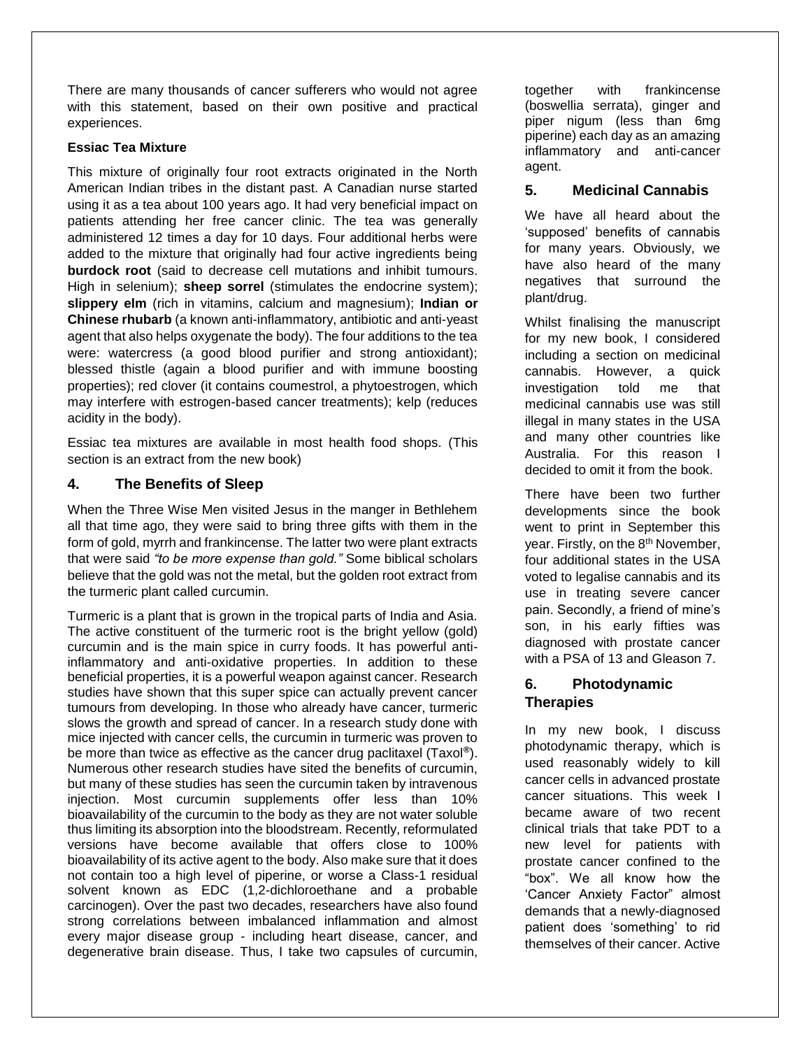There are many thousands of cancer sufferers who would not agree with this statement, based on their own positive and practical experiences.

**Essiac Tea Mixture**

This mixture of originally four root extracts originated in the North American Indian tribes in the distant past. A Canadian nurse started using it as a tea about 100 years ago. It had very beneficial impact on patients attending her free cancer clinic. The tea was generally administered 12 times a day for 10 days. Four additional herbs were added to the mixture that originally had four active ingredients being **burdock root** (said to decrease cell mutations and inhibit tumours. High in selenium); **sheep sorrel** (stimulates the endocrine system); **slippery elm** (rich in vitamins, calcium and magnesium); **Indian or Chinese rhubarb** (a known anti-inflammatory, antibiotic and anti-yeast agent that also helps oxygenate the body). The four additions to the tea were: watercress (a good blood purifier and strong antioxidant); blessed thistle (again a blood purifier and with immune boosting properties); red clover (it contains coumestrol, a phytoestrogen, which may interfere with estrogen-based cancer treatments); kelp (reduces acidity in the body).

Essiac tea mixtures are available in most health food shops. (This section is an extract from the new book)

## 4. The Benefits of Sleep

When the Three Wise Men visited Jesus in the manger in Bethlehem all that time ago, they were said to bring three gifts with them in the form of gold, myrrh and frankincense. The latter two were plant extracts that were said *"to be more expense than gold."* Some biblical scholars believe that the gold was not the metal, but the golden root extract from the turmeric plant called curcumin.

Turmeric is a plant that is grown in the tropical parts of India and Asia. The active constituent of the turmeric root is the bright yellow (gold) curcumin and is the main spice in curry foods. It has powerful anti-inflammatory and anti-oxidative properties. In addition to these beneficial properties, it is a powerful weapon against cancer. Research studies have shown that this super spice can actually prevent cancer tumours from developing. In those who already have cancer, turmeric slows the growth and spread of cancer. In a research study done with mice injected with cancer cells, the curcumin in turmeric was proven to be more than twice as effective as the cancer drug paclitaxel (Taxol®). Numerous other research studies have sited the benefits of curcumin, but many of these studies has seen the curcumin taken by intravenous injection. Most curcumin supplements offer less than 10% bioavailability of the curcumin to the body as they are not water soluble thus limiting its absorption into the bloodstream. Recently, reformulated versions have become available that offers close to 100% bioavailability of its active agent to the body. Also make sure that it does not contain too a high level of piperine, or worse a Class-1 residual solvent known as EDC (1,2-dichloroethane and a probable carcinogen). Over the past two decades, researchers have also found strong correlations between imbalanced inflammation and almost every major disease group - including heart disease, cancer, and degenerative brain disease. Thus, I take two capsules of curcumin, together with frankincense (boswellia serrata), ginger and piper nigum (less than 6mg piperine) each day as an amazing inflammatory and anti-cancer agent.

## 5. Medicinal Cannabis

We have all heard about the 'supposed' benefits of cannabis for many years. Obviously, we have also heard of the many negatives that surround the plant/drug.

Whilst finalising the manuscript for my new book, I considered including a section on medicinal cannabis. However, a quick investigation told me that medicinal cannabis use was still illegal in many states in the USA and many other countries like Australia. For this reason I decided to omit it from the book.

There have been two further developments since the book went to print in September this year. Firstly, on the 8th November, four additional states in the USA voted to legalise cannabis and its use in treating severe cancer pain. Secondly, a friend of mine's son, in his early fifties was diagnosed with prostate cancer with a PSA of 13 and Gleason 7.

## 6. Photodynamic Therapies

In my new book, I discuss photodynamic therapy, which is used reasonably widely to kill cancer cells in advanced prostate cancer situations. This week I became aware of two recent clinical trials that take PDT to a new level for patients with prostate cancer confined to the "box". We all know how the 'Cancer Anxiety Factor" almost demands that a newly-diagnosed patient does 'something' to rid themselves of their cancer. Active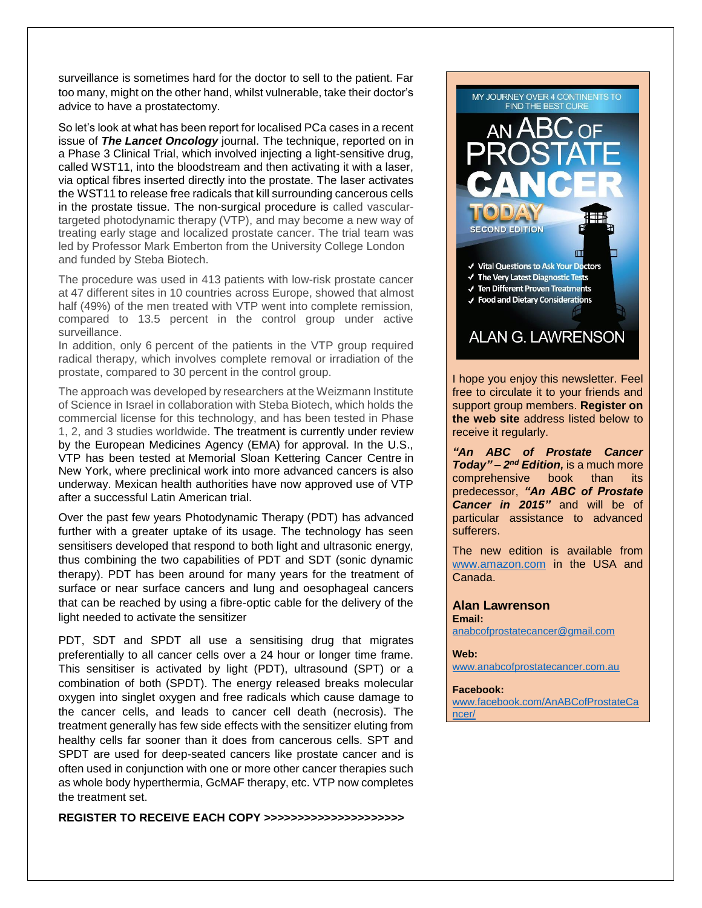surveillance is sometimes hard for the doctor to sell to the patient. Far too many, might on the other hand, whilst vulnerable, take their doctor's advice to have a prostatectomy.

So let's look at what has been report for localised PCa cases in a recent issue of ***The Lancet Oncology*** journal. The technique, reported on in a Phase 3 Clinical Trial, which involved injecting a light-sensitive drug, called WST11, into the bloodstream and then activating it with a laser, via optical fibres inserted directly into the prostate. The laser activates the WST11 to release free radicals that kill surrounding cancerous cells in the prostate tissue. The non-surgical procedure is called vascular-targeted photodynamic therapy (VTP), and may become a new way of treating early stage and localized prostate cancer. The trial team was led by Professor Mark Emberton from the University College London and funded by Steba Biotech.

The procedure was used in 413 patients with low-risk prostate cancer at 47 different sites in 10 countries across Europe, showed that almost half (49%) of the men treated with VTP went into complete remission, compared to 13.5 percent in the control group under active surveillance.

In addition, only 6 percent of the patients in the VTP group required radical therapy, which involves complete removal or irradiation of the prostate, compared to 30 percent in the control group.

The approach was developed by researchers at the Weizmann Institute of Science in Israel in collaboration with Steba Biotech, which holds the commercial license for this technology, and has been tested in Phase 1, 2, and 3 studies worldwide. The treatment is currently under review by the European Medicines Agency (EMA) for approval. In the U.S., VTP has been tested at Memorial Sloan Kettering Cancer Centre in New York, where preclinical work into more advanced cancers is also underway. Mexican health authorities have now approved use of VTP after a successful Latin American trial.

Over the past few years Photodynamic Therapy (PDT) has advanced further with a greater uptake of its usage. The technology has seen sensitisers developed that respond to both light and ultrasonic energy, thus combining the two capabilities of PDT and SDT (sonic dynamic therapy). PDT has been around for many years for the treatment of surface or near surface cancers and lung and oesophageal cancers that can be reached by using a fibre-optic cable for the delivery of the light needed to activate the sensitizer

PDT, SDT and SPDT all use a sensitising drug that migrates preferentially to all cancer cells over a 24 hour or longer time frame. This sensitiser is activated by light (PDT), ultrasound (SPT) or a combination of both (SPDT). The energy released breaks molecular oxygen into singlet oxygen and free radicals which cause damage to the cancer cells, and leads to cancer cell death (necrosis). The treatment generally has few side effects with the sensitizer eluting from healthy cells far sooner than it does from cancerous cells. SPT and SPDT are used for deep-seated cancers like prostate cancer and is often used in conjunction with one or more other cancer therapies such as whole body hyperthermia, GcMAF therapy, etc. VTP now completes the treatment set.

**REGISTER TO RECEIVE EACH COPY >>>>>>>>>>>>>>>>>>>>>**

MY JOURNEY OVER 4 CONTINENTS TO FIND THE BEST CURE

AN ABC OF PROSTATE CANCER TODAY

SECOND EDITION

- Vital Questions to Ask Your Doctors
- The Very Latest Diagnostic Tests
- Ten Different Proven Treatments
- Food and Dietary Considerations

ALAN G. LAWRENSON

I hope you enjoy this newsletter. Feel free to circulate it to your friends and support group members. **Register on the web site** address listed below to receive it regularly.

***"An ABC of Prostate Cancer Today" – 2nd Edition,*** is a much more comprehensive book than its predecessor, ***"An ABC of Prostate Cancer in 2015"*** and will be of particular assistance to advanced sufferers.

The new edition is available from www.amazon.com in the USA and Canada.

**Alan Lawrenson**

**Email:**
anabcofprostatecancer@gmail.com

**Web:**
www.anabcofprostatecancer.com.au

**Facebook:**
www.facebook.com/AnABCofProstateCancer/